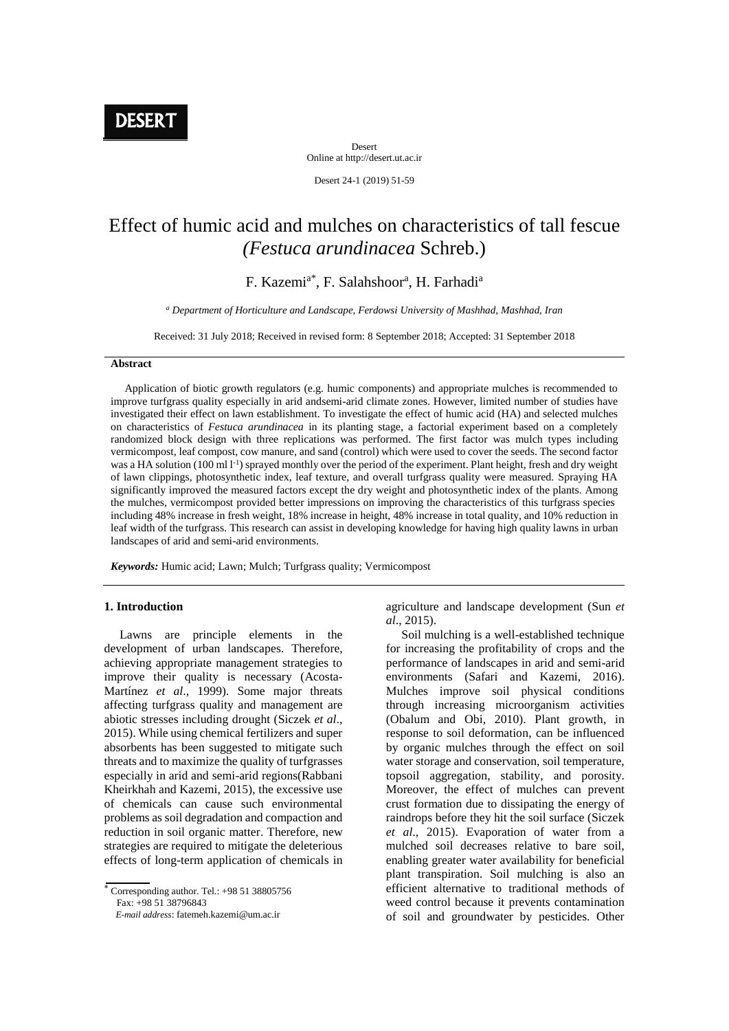DESERT

Desert
Online at http://desert.ut.ac.ir

# Effect of humic acid and mulches on characteristics of tall fescue *(Festuca arundinacea* Schreb.)

F. Kazemi[a*], F. Salahshoor[a], H. Farhadi[a]

[a] *Department of Horticulture and Landscape, Ferdowsi University of Mashhad, Mashhad, Iran*

Received: 31 July 2018; Received in revised form: 8 September 2018; Accepted: 31 September 2018

## Abstract

Application of biotic growth regulators (e.g. humic components) and appropriate mulches is recommended to improve turfgrass quality especially in arid andsemi-arid climate zones. However, limited number of studies have investigated their effect on lawn establishment. To investigate the effect of humic acid (HA) and selected mulches on characteristics of *Festuca arundinacea* in its planting stage, a factorial experiment based on a completely randomized block design with three replications was performed. The first factor was mulch types including vermicompost, leaf compost, cow manure, and sand (control) which were used to cover the seeds. The second factor was a HA solution (100 ml $l^{-1}$) sprayed monthly over the period of the experiment. Plant height, fresh and dry weight of lawn clippings, photosynthetic index, leaf texture, and overall turfgrass quality were measured. Spraying HA significantly improved the measured factors except the dry weight and photosynthetic index of the plants. Among the mulches, vermicompost provided better impressions on improving the characteristics of this turfgrass species including 48% increase in fresh weight, 18% increase in height, 48% increase in total quality, and 10% reduction in leaf width of the turfgrass. This research can assist in developing knowledge for having high quality lawns in urban landscapes of arid and semi-arid environments.

***Keywords:*** Humic acid; Lawn; Mulch; Turfgrass quality; Vermicompost

## 1. Introduction

Lawns are principle elements in the development of urban landscapes. Therefore, achieving appropriate management strategies to improve their quality is necessary (Acosta-Martínez *et al*., 1999). Some major threats affecting turfgrass quality and management are abiotic stresses including drought (Siczek *et al*., 2015). While using chemical fertilizers and super absorbents has been suggested to mitigate such threats and to maximize the quality of turfgrasses especially in arid and semi-arid regions(Rabbani Kheirkhah and Kazemi, 2015), the excessive use of chemicals can cause such environmental problems as soil degradation and compaction and reduction in soil organic matter. Therefore, new strategies are required to mitigate the deleterious effects of long-term application of chemicals in agriculture and landscape development (Sun *et al*., 2015).

Soil mulching is a well-established technique for increasing the profitability of crops and the performance of landscapes in arid and semi-arid environments (Safari and Kazemi, 2016). Mulches improve soil physical conditions through increasing microorganism activities (Obalum and Obi, 2010). Plant growth, in response to soil deformation, can be influenced by organic mulches through the effect on soil water storage and conservation, soil temperature, topsoil aggregation, stability, and porosity. Moreover, the effect of mulches can prevent crust formation due to dissipating the energy of raindrops before they hit the soil surface (Siczek *et al*., 2015). Evaporation of water from a mulched soil decreases relative to bare soil, enabling greater water availability for beneficial plant transpiration. Soil mulching is also an efficient alternative to traditional methods of weed control because it prevents contamination of soil and groundwater by pesticides. Other

* Corresponding author. Tel.: +98 51 38805756
Fax: +98 51 38796843
*E-mail address*: fatemeh.kazemi@um.ac.ir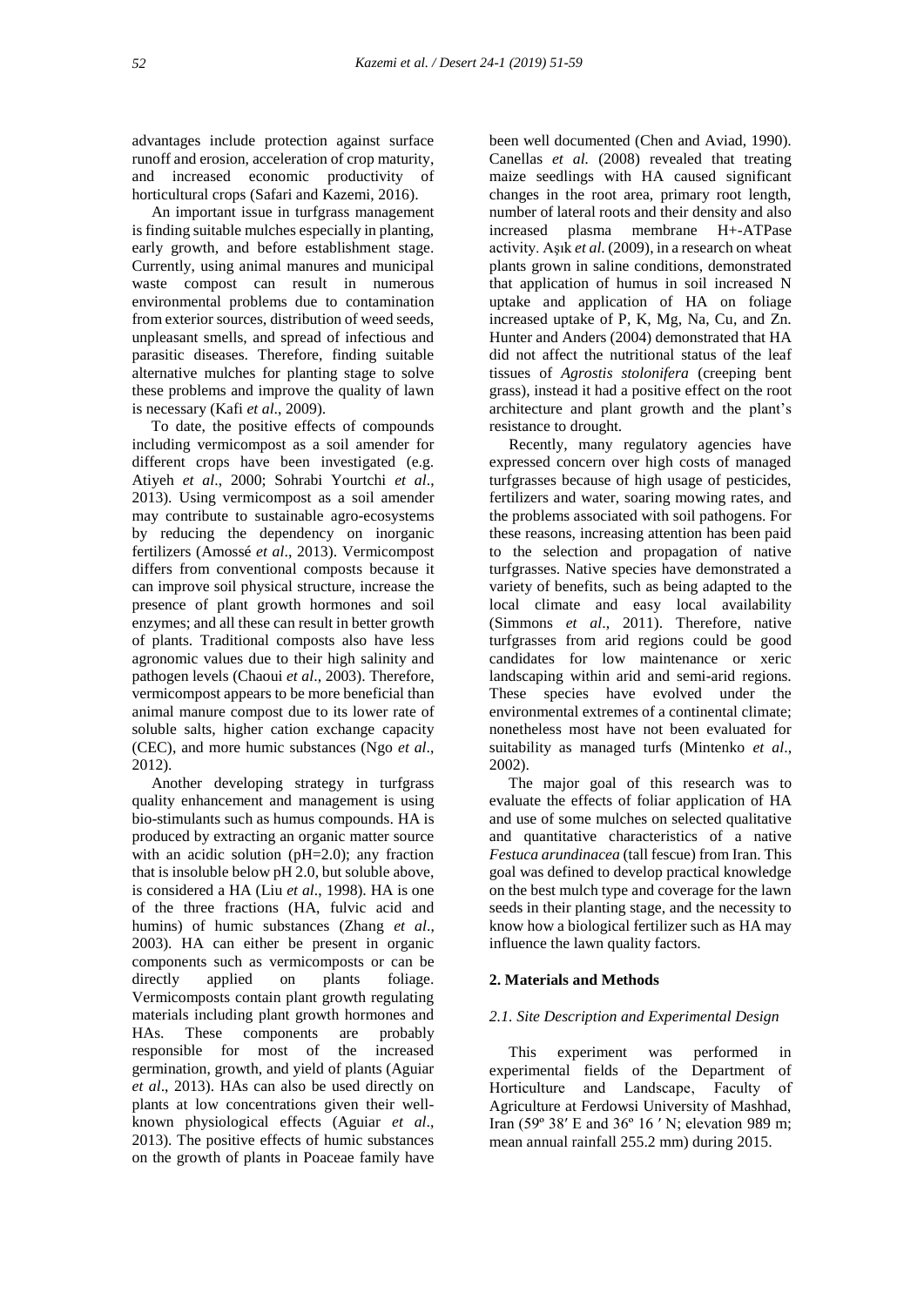advantages include protection against surface runoff and erosion, acceleration of crop maturity, and increased economic productivity of horticultural crops (Safari and Kazemi, 2016).

An important issue in turfgrass management is finding suitable mulches especially in planting, early growth, and before establishment stage. Currently, using animal manures and municipal waste compost can result in numerous environmental problems due to contamination from exterior sources, distribution of weed seeds, unpleasant smells, and spread of infectious and parasitic diseases. Therefore, finding suitable alternative mulches for planting stage to solve these problems and improve the quality of lawn is necessary (Kafi *et al*., 2009).

To date, the positive effects of compounds including vermicompost as a soil amender for different crops have been investigated (e.g. Atiyeh *et al*., 2000; Sohrabi Yourtchi *et al*., 2013). Using vermicompost as a soil amender may contribute to sustainable agro-ecosystems by reducing the dependency on inorganic fertilizers (Amossé *et al*., 2013). Vermicompost differs from conventional composts because it can improve soil physical structure, increase the presence of plant growth hormones and soil enzymes; and all these can result in better growth of plants. Traditional composts also have less agronomic values due to their high salinity and pathogen levels (Chaoui *et al*., 2003). Therefore, vermicompost appears to be more beneficial than animal manure compost due to its lower rate of soluble salts, higher cation exchange capacity (CEC), and more humic substances (Ngo *et al*., 2012).

Another developing strategy in turfgrass quality enhancement and management is using bio-stimulants such as humus compounds. HA is produced by extracting an organic matter source with an acidic solution (pH=2.0); any fraction that is insoluble below pH 2.0, but soluble above, is considered a HA (Liu *et al*., 1998). HA is one of the three fractions (HA, fulvic acid and humins) of humic substances (Zhang *et al*., 2003). HA can either be present in organic components such as vermicomposts or can be directly applied on plants foliage. Vermicomposts contain plant growth regulating materials including plant growth hormones and HAs. These components are probably responsible for most of the increased germination, growth, and yield of plants (Aguiar *et al*., 2013). HAs can also be used directly on plants at low concentrations given their well-known physiological effects (Aguiar *et al*., 2013). The positive effects of humic substances on the growth of plants in Poaceae family have been well documented (Chen and Aviad, 1990). Canellas *et al.* (2008) revealed that treating maize seedlings with HA caused significant changes in the root area, primary root length, number of lateral roots and their density and also increased plasma membrane $H^+$-ATPase activity. Aşık *et al.* (2009), in a research on wheat plants grown in saline conditions, demonstrated that application of humus in soil increased N uptake and application of HA on foliage increased uptake of P, K, Mg, Na, Cu, and Zn. Hunter and Anders (2004) demonstrated that HA did not affect the nutritional status of the leaf tissues of *Agrostis stolonifera* (creeping bent grass), instead it had a positive effect on the root architecture and plant growth and the plant's resistance to drought.

Recently, many regulatory agencies have expressed concern over high costs of managed turfgrasses because of high usage of pesticides, fertilizers and water, soaring mowing rates, and the problems associated with soil pathogens. For these reasons, increasing attention has been paid to the selection and propagation of native turfgrasses. Native species have demonstrated a variety of benefits, such as being adapted to the local climate and easy local availability (Simmons *et al*., 2011). Therefore, native turfgrasses from arid regions could be good candidates for low maintenance or xeric landscaping within arid and semi-arid regions. These species have evolved under the environmental extremes of a continental climate; nonetheless most have not been evaluated for suitability as managed turfs (Mintenko *et al*., 2002).

The major goal of this research was to evaluate the effects of foliar application of HA and use of some mulches on selected qualitative and quantitative characteristics of a native *Festuca arundinacea* (tall fescue) from Iran. This goal was defined to develop practical knowledge on the best mulch type and coverage for the lawn seeds in their planting stage, and the necessity to know how a biological fertilizer such as HA may influence the lawn quality factors.

## 2. Materials and Methods

### 2.1. Site Description and Experimental Design

This experiment was performed in experimental fields of the Department of Horticulture and Landscape, Faculty of Agriculture at Ferdowsi University of Mashhad, Iran (59º 38′ E and 36º 16 ′ N; elevation 989 m; mean annual rainfall 255.2 mm) during 2015.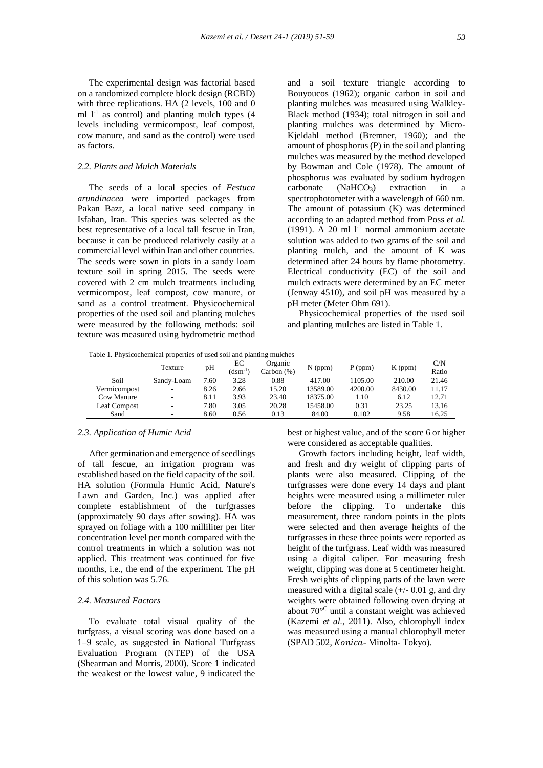The experimental design was factorial based on a randomized complete block design (RCBD) with three replications. HA (2 levels, 100 and 0 ml $l^{-1}$ as control) and planting mulch types (4 levels including vermicompost, leaf compost, cow manure, and sand as the control) were used as factors.

### 2.2. Plants and Mulch Materials

The seeds of a local species of *Festuca arundinacea* were imported packages from Pakan Bazr, a local native seed company in Isfahan, Iran. This species was selected as the best representative of a local tall fescue in Iran, because it can be produced relatively easily at a commercial level within Iran and other countries. The seeds were sown in plots in a sandy loam texture soil in spring 2015. The seeds were covered with 2 cm mulch treatments including vermicompost, leaf compost, cow manure, or sand as a control treatment. Physicochemical properties of the used soil and planting mulches were measured by the following methods: soil texture was measured using hydrometric method and a soil texture triangle according to Bouyoucos (1962); organic carbon in soil and planting mulches was measured using Walkley-Black method (1934); total nitrogen in soil and planting mulches was determined by Micro-Kjeldahl method (Bremner, 1960); and the amount of phosphorus (P) in the soil and planting mulches was measured by the method developed by Bowman and Cole (1978). The amount of phosphorus was evaluated by sodium hydrogen carbonate ($NaHCO_3$) extraction in a spectrophotometer with a wavelength of 660 nm. The amount of potassium (K) was determined according to an adapted method from Poss *et al.* (1991). A 20 ml $l^{-1}$ normal ammonium acetate solution was added to two grams of the soil and planting mulch, and the amount of K was determined after 24 hours by flame photometry. Electrical conductivity (EC) of the soil and mulch extracts were determined by an EC meter (Jenway 4510), and soil pH was measured by a pH meter (Meter Ohm 691).

Physicochemical properties of the used soil and planting mulches are listed in Table 1.

Table 1. Physicochemical properties of used soil and planting mulches

| | Texture | pH | EC ($dsm^{-1}$) | Organic Carbon (%) | N (ppm) | P (ppm) | K (ppm) | C/N Ratio |
|---|---|---|---|---|---|---|---|---|
| Soil | Sandy-Loam | 7.60 | 3.28 | 0.88 | 417.00 | 1105.00 | 210.00 | 21.46 |
| Vermicompost | - | 8.26 | 2.66 | 15.20 | 13589.00 | 4200.00 | 8430.00 | 11.17 |
| Cow Manure | - | 8.11 | 3.93 | 23.40 | 18375.00 | 1.10 | 6.12 | 12.71 |
| Leaf Compost | - | 7.80 | 3.05 | 20.28 | 15458.00 | 0.31 | 23.25 | 13.16 |
| Sand | - | 8.60 | 0.56 | 0.13 | 84.00 | 0.102 | 9.58 | 16.25 |

### 2.3. Application of Humic Acid

After germination and emergence of seedlings of tall fescue, an irrigation program was established based on the field capacity of the soil. HA solution (Formula Humic Acid, Nature's Lawn and Garden, Inc.) was applied after complete establishment of the turfgrasses (approximately 90 days after sowing). HA was sprayed on foliage with a 100 milliliter per liter concentration level per month compared with the control treatments in which a solution was not applied. This treatment was continued for five months, i.e., the end of the experiment. The pH of this solution was 5.76.

### 2.4. Measured Factors

To evaluate total visual quality of the turfgrass, a visual scoring was done based on a 1–9 scale, as suggested in National Turfgrass Evaluation Program (NTEP) of the USA (Shearman and Morris, 2000). Score 1 indicated the weakest or the lowest value, 9 indicated the best or highest value, and of the score 6 or higher were considered as acceptable qualities.

Growth factors including height, leaf width, and fresh and dry weight of clipping parts of plants were also measured. Clipping of the turfgrasses were done every 14 days and plant heights were measured using a millimeter ruler before the clipping. To undertake this measurement, three random points in the plots were selected and then average heights of the turfgrasses in these three points were reported as height of the turfgrass. Leaf width was measured using a digital caliper. For measuring fresh weight, clipping was done at 5 centimeter height. Fresh weights of clipping parts of the lawn were measured with a digital scale (+/- 0.01 g, and dry weights were obtained following oven drying at about 70°C until a constant weight was achieved (Kazemi *et al.*, 2011). Also, chlorophyll index was measured using a manual chlorophyll meter (SPAD 502, *Konica*- Minolta- Tokyo).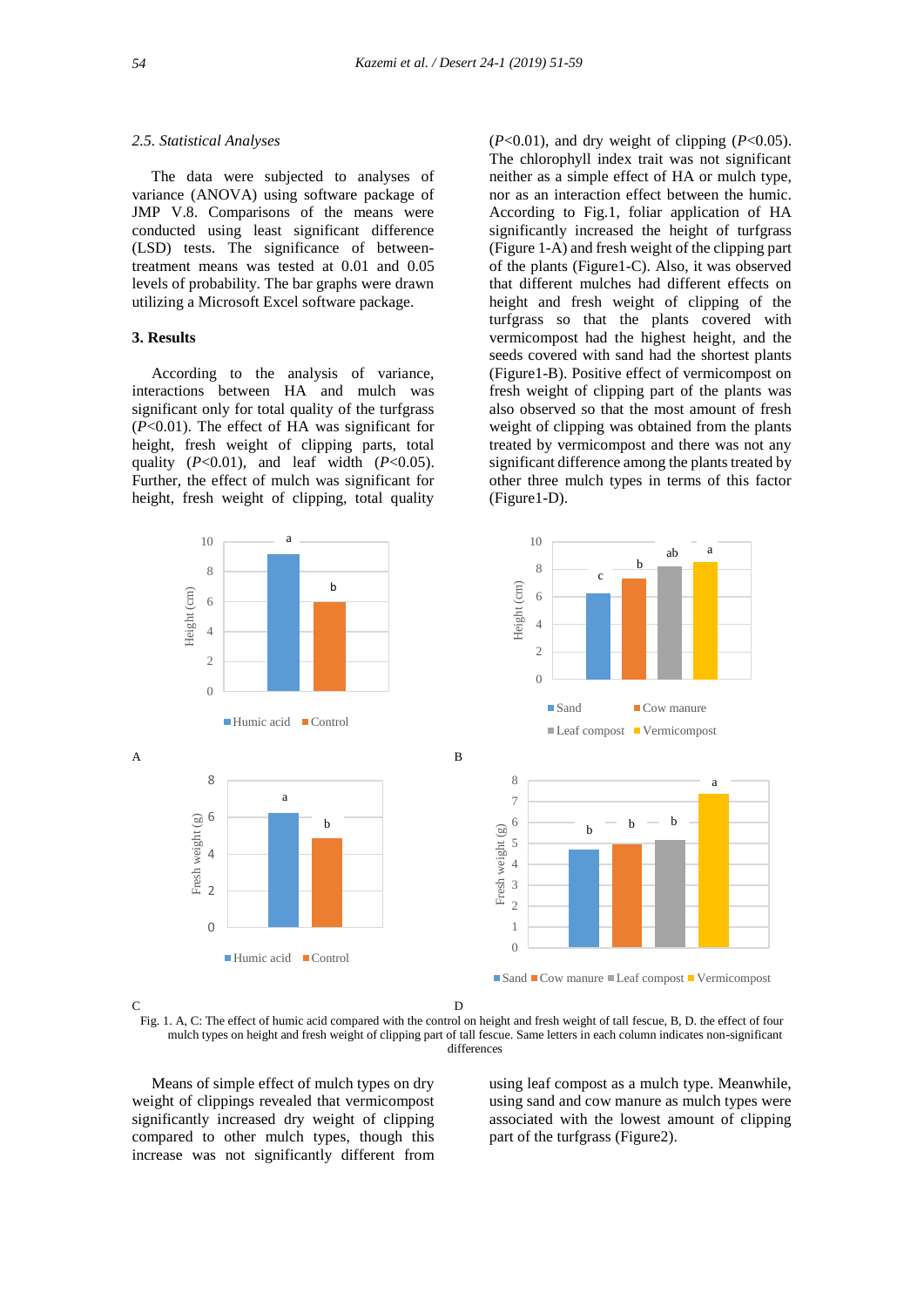### 2.5. Statistical Analyses

The data were subjected to analyses of variance (ANOVA) using software package of JMP V.8. Comparisons of the means were conducted using least significant difference (LSD) tests. The significance of between-treatment means was tested at 0.01 and 0.05 levels of probability. The bar graphs were drawn utilizing a Microsoft Excel software package.

## 3. Results

According to the analysis of variance, interactions between HA and mulch was significant only for total quality of the turfgrass ($P<0.01$). The effect of HA was significant for height, fresh weight of clipping parts, total quality ($P<0.01$), and leaf width ($P<0.05$). Further, the effect of mulch was significant for height, fresh weight of clipping, total quality ($P<0.01$), and dry weight of clipping ($P<0.05$). The chlorophyll index trait was not significant neither as a simple effect of HA or mulch type, nor as an interaction effect between the humic. According to Fig.1, foliar application of HA significantly increased the height of turfgrass (Figure 1-A) and fresh weight of the clipping part of the plants (Figure1-C). Also, it was observed that different mulches had different effects on height and fresh weight of clipping of the turfgrass so that the plants covered with vermicompost had the highest height, and the seeds covered with sand had the shortest plants (Figure1-B). Positive effect of vermicompost on fresh weight of clipping part of the plants was also observed so that the most amount of fresh weight of clipping was obtained from the plants treated by vermicompost and there was not any significant difference among the plants treated by other three mulch types in terms of this factor (Figure1-D).

Fig. 1. A, C: The effect of humic acid compared with the control on height and fresh weight of tall fescue, B, D. the effect of four mulch types on height and fresh weight of clipping part of tall fescue. Same letters in each column indicates non-significant differences

Means of simple effect of mulch types on dry weight of clippings revealed that vermicompost significantly increased dry weight of clipping compared to other mulch types, though this increase was not significantly different from using leaf compost as a mulch type. Meanwhile, using sand and cow manure as mulch types were associated with the lowest amount of clipping part of the turfgrass (Figure2).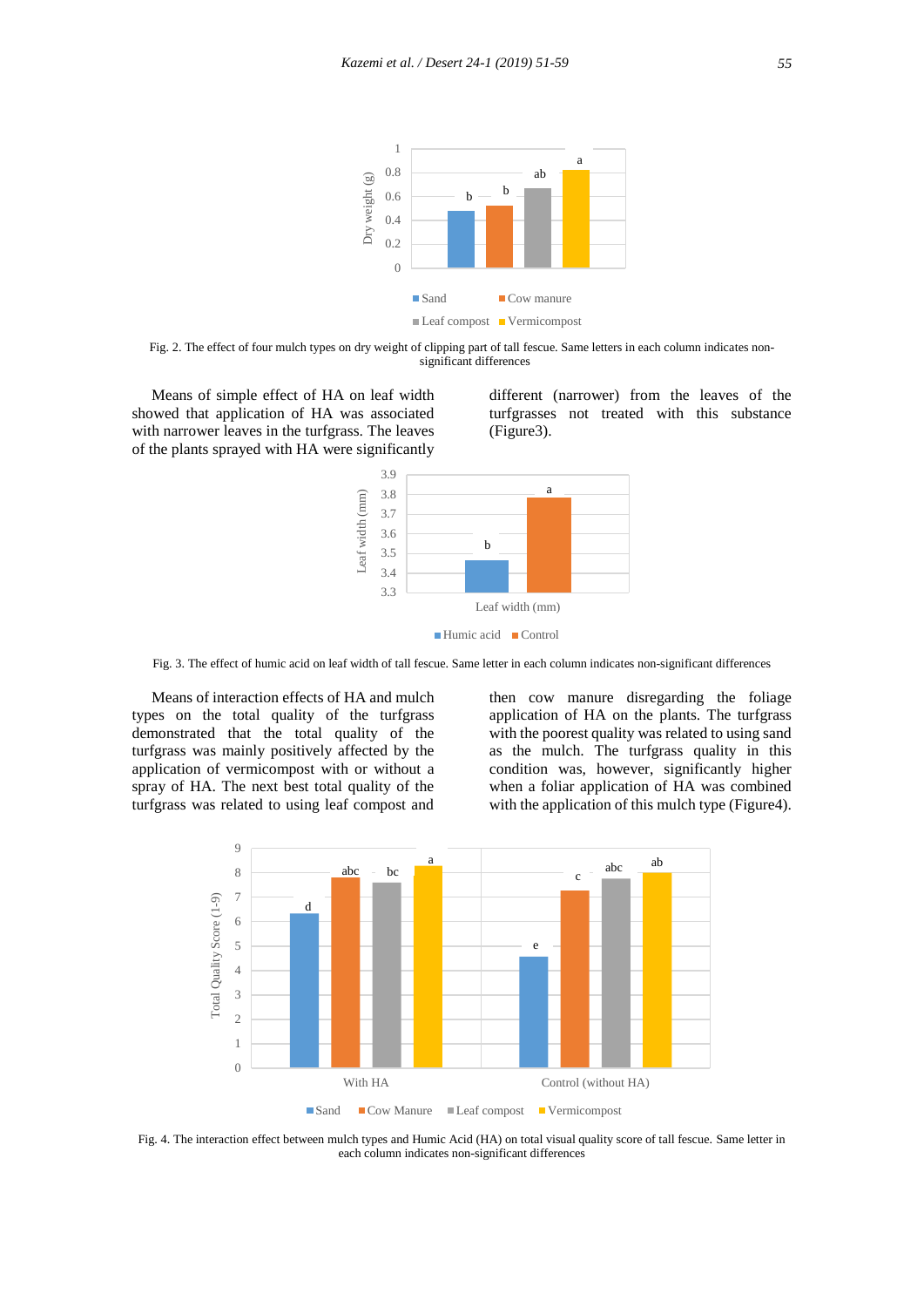Fig. 2. The effect of four mulch types on dry weight of clipping part of tall fescue. Same letters in each column indicates non-significant differences

Means of simple effect of HA on leaf width showed that application of HA was associated with narrower leaves in the turfgrass. The leaves of the plants sprayed with HA were significantly different (narrower) from the leaves of the turfgrasses not treated with this substance (Figure3).

Fig. 3. The effect of humic acid on leaf width of tall fescue. Same letter in each column indicates non-significant differences

Means of interaction effects of HA and mulch types on the total quality of the turfgrass demonstrated that the total quality of the turfgrass was mainly positively affected by the application of vermicompost with or without a spray of HA. The next best total quality of the turfgrass was related to using leaf compost and then cow manure disregarding the foliage application of HA on the plants. The turfgrass with the poorest quality was related to using sand as the mulch. The turfgrass quality in this condition was, however, significantly higher when a foliar application of HA was combined with the application of this mulch type (Figure4).

Fig. 4. The interaction effect between mulch types and Humic Acid (HA) on total visual quality score of tall fescue. Same letter in each column indicates non-significant differences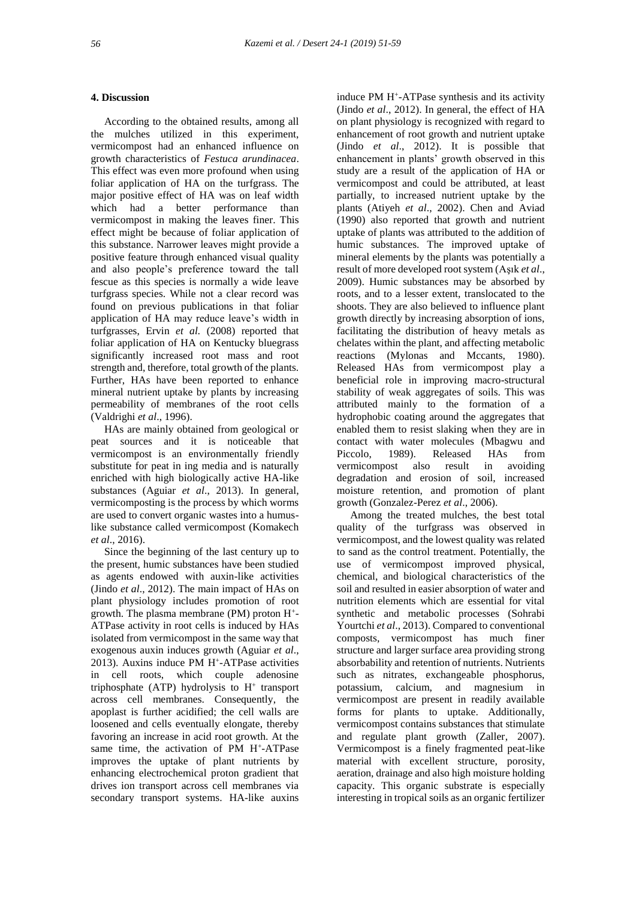## 4. Discussion

According to the obtained results, among all the mulches utilized in this experiment, vermicompost had an enhanced influence on growth characteristics of *Festuca arundinacea*. This effect was even more profound when using foliar application of HA on the turfgrass. The major positive effect of HA was on leaf width which had a better performance than vermicompost in making the leaves finer. This effect might be because of foliar application of this substance. Narrower leaves might provide a positive feature through enhanced visual quality and also people's preference toward the tall fescue as this species is normally a wide leave turfgrass species. While not a clear record was found on previous publications in that foliar application of HA may reduce leave's width in turfgrasses, Ervin *et al.* (2008) reported that foliar application of HA on Kentucky bluegrass significantly increased root mass and root strength and, therefore, total growth of the plants. Further, HAs have been reported to enhance mineral nutrient uptake by plants by increasing permeability of membranes of the root cells (Valdrighi *et al*., 1996).

HAs are mainly obtained from geological or peat sources and it is noticeable that vermicompost is an environmentally friendly substitute for peat in ing media and is naturally enriched with high biologically active HA-like substances (Aguiar *et al*., 2013). In general, vermicomposting is the process by which worms are used to convert organic wastes into a humus-like substance called vermicompost (Komakech *et al*., 2016).

Since the beginning of the last century up to the present, humic substances have been studied as agents endowed with auxin-like activities (Jindo *et al*., 2012). The main impact of HAs on plant physiology includes promotion of root growth. The plasma membrane (PM) proton $H^+$-ATPase activity in root cells is induced by HAs isolated from vermicompost in the same way that exogenous auxin induces growth (Aguiar *et al*., 2013). Auxins induce PM $H^+$-ATPase activities in cell roots, which couple adenosine triphosphate (ATP) hydrolysis to $H^+$ transport across cell membranes. Consequently, the apoplast is further acidified; the cell walls are loosened and cells eventually elongate, thereby favoring an increase in acid root growth. At the same time, the activation of PM $H^+$-ATPase improves the uptake of plant nutrients by enhancing electrochemical proton gradient that drives ion transport across cell membranes via secondary transport systems. HA-like auxins induce PM $H^+$-ATPase synthesis and its activity (Jindo *et al*., 2012). In general, the effect of HA on plant physiology is recognized with regard to enhancement of root growth and nutrient uptake (Jindo *et al*., 2012). It is possible that enhancement in plants' growth observed in this study are a result of the application of HA or vermicompost and could be attributed, at least partially, to increased nutrient uptake by the plants (Atiyeh *et al*., 2002). Chen and Aviad (1990) also reported that growth and nutrient uptake of plants was attributed to the addition of humic substances. The improved uptake of mineral elements by the plants was potentially a result of more developed root system (Aşık *et al*., 2009). Humic substances may be absorbed by roots, and to a lesser extent, translocated to the shoots. They are also believed to influence plant growth directly by increasing absorption of ions, facilitating the distribution of heavy metals as chelates within the plant, and affecting metabolic reactions (Mylonas and Mccants, 1980). Released HAs from vermicompost play a beneficial role in improving macro-structural stability of weak aggregates of soils. This was attributed mainly to the formation of a hydrophobic coating around the aggregates that enabled them to resist slaking when they are in contact with water molecules (Mbagwu and Piccolo, 1989). Released HAs from vermicompost also result in avoiding degradation and erosion of soil, increased moisture retention, and promotion of plant growth (Gonzalez-Perez *et al*., 2006).

Among the treated mulches, the best total quality of the turfgrass was observed in vermicompost, and the lowest quality was related to sand as the control treatment. Potentially, the use of vermicompost improved physical, chemical, and biological characteristics of the soil and resulted in easier absorption of water and nutrition elements which are essential for vital synthetic and metabolic processes (Sohrabi Yourtchi *et al*., 2013). Compared to conventional composts, vermicompost has much finer structure and larger surface area providing strong absorbability and retention of nutrients. Nutrients such as nitrates, exchangeable phosphorus, potassium, calcium, and magnesium in vermicompost are present in readily available forms for plants to uptake. Additionally, vermicompost contains substances that stimulate and regulate plant growth (Zaller, 2007). Vermicompost is a finely fragmented peat-like material with excellent structure, porosity, aeration, drainage and also high moisture holding capacity. This organic substrate is especially interesting in tropical soils as an organic fertilizer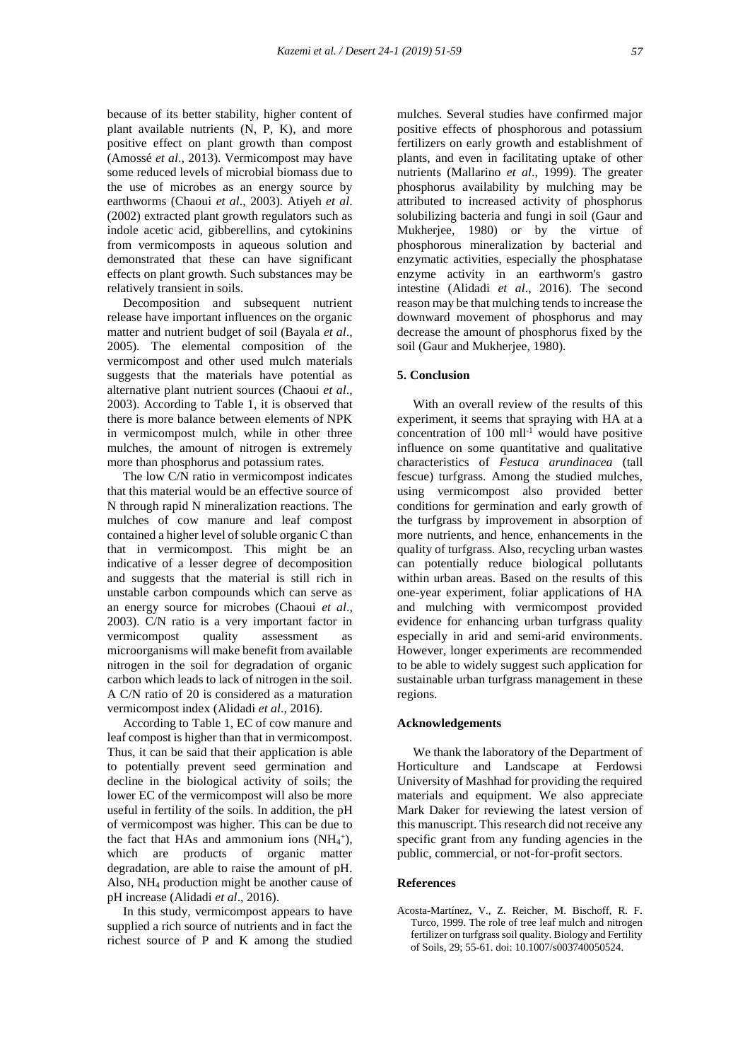because of its better stability, higher content of plant available nutrients (N, P, K), and more positive effect on plant growth than compost (Amossé *et al*., 2013). Vermicompost may have some reduced levels of microbial biomass due to the use of microbes as an energy source by earthworms (Chaoui *et al*., 2003). Atiyeh *et al*. (2002) extracted plant growth regulators such as indole acetic acid, gibberellins, and cytokinins from vermicomposts in aqueous solution and demonstrated that these can have significant effects on plant growth. Such substances may be relatively transient in soils.

Decomposition and subsequent nutrient release have important influences on the organic matter and nutrient budget of soil (Bayala *et al*., 2005). The elemental composition of the vermicompost and other used mulch materials suggests that the materials have potential as alternative plant nutrient sources (Chaoui *et al*., 2003). According to Table 1, it is observed that there is more balance between elements of NPK in vermicompost mulch, while in other three mulches, the amount of nitrogen is extremely more than phosphorus and potassium rates.

The low C/N ratio in vermicompost indicates that this material would be an effective source of N through rapid N mineralization reactions. The mulches of cow manure and leaf compost contained a higher level of soluble organic C than that in vermicompost. This might be an indicative of a lesser degree of decomposition and suggests that the material is still rich in unstable carbon compounds which can serve as an energy source for microbes (Chaoui *et al*., 2003). C/N ratio is a very important factor in vermicompost quality assessment as microorganisms will make benefit from available nitrogen in the soil for degradation of organic carbon which leads to lack of nitrogen in the soil. A C/N ratio of 20 is considered as a maturation vermicompost index (Alidadi *et al*., 2016).

According to Table 1, EC of cow manure and leaf compost is higher than that in vermicompost. Thus, it can be said that their application is able to potentially prevent seed germination and decline in the biological activity of soils; the lower EC of the vermicompost will also be more useful in fertility of the soils. In addition, the pH of vermicompost was higher. This can be due to the fact that HAs and ammonium ions ($NH_4^+$), which are products of organic matter degradation, are able to raise the amount of pH. Also, $NH_4$ production might be another cause of pH increase (Alidadi *et al*., 2016).

In this study, vermicompost appears to have supplied a rich source of nutrients and in fact the richest source of P and K among the studied mulches. Several studies have confirmed major positive effects of phosphorous and potassium fertilizers on early growth and establishment of plants, and even in facilitating uptake of other nutrients (Mallarino *et al*., 1999). The greater phosphorus availability by mulching may be attributed to increased activity of phosphorus solubilizing bacteria and fungi in soil (Gaur and Mukherjee, 1980) or by the virtue of phosphorous mineralization by bacterial and enzymatic activities, especially the phosphatase enzyme activity in an earthworm's gastro intestine (Alidadi *et al*., 2016). The second reason may be that mulching tends to increase the downward movement of phosphorus and may decrease the amount of phosphorus fixed by the soil (Gaur and Mukherjee, 1980).

## 5. Conclusion

With an overall review of the results of this experiment, it seems that spraying with HA at a concentration of 100 $mll^{-1}$ would have positive influence on some quantitative and qualitative characteristics of *Festuca arundinacea* (tall fescue) turfgrass. Among the studied mulches, using vermicompost also provided better conditions for germination and early growth of the turfgrass by improvement in absorption of more nutrients, and hence, enhancements in the quality of turfgrass. Also, recycling urban wastes can potentially reduce biological pollutants within urban areas. Based on the results of this one-year experiment, foliar applications of HA and mulching with vermicompost provided evidence for enhancing urban turfgrass quality especially in arid and semi-arid environments. However, longer experiments are recommended to be able to widely suggest such application for sustainable urban turfgrass management in these regions.

## Acknowledgements

We thank the laboratory of the Department of Horticulture and Landscape at Ferdowsi University of Mashhad for providing the required materials and equipment. We also appreciate Mark Daker for reviewing the latest version of this manuscript. This research did not receive any specific grant from any funding agencies in the public, commercial, or not-for-profit sectors.

## References

Acosta-Martínez, V., Z. Reicher, M. Bischoff, R. F. Turco, 1999. The role of tree leaf mulch and nitrogen fertilizer on turfgrass soil quality. Biology and Fertility of Soils, 29; 55-61. doi: 10.1007/s003740050524.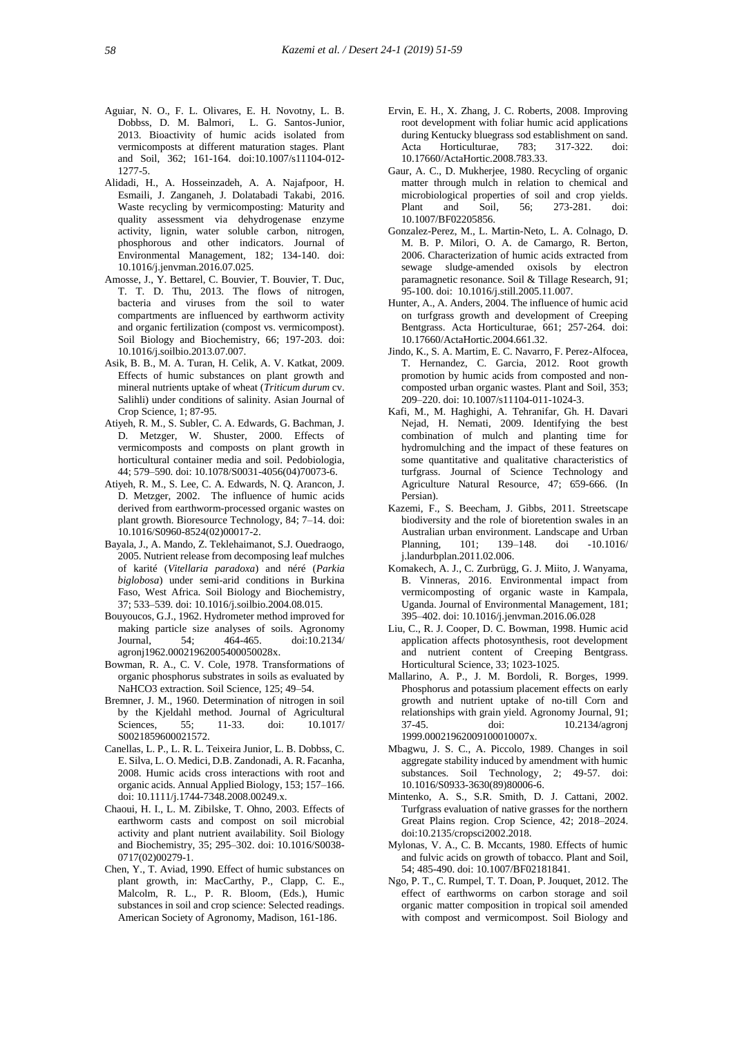Aguiar, N. O., F. L. Olivares, E. H. Novotny, L. B. Dobbss, D. M. Balmori, L. G. Santos-Junior, 2013. Bioactivity of humic acids isolated from vermicomposts at different maturation stages. Plant and Soil, 362; 161-164. doi:10.1007/s11104-012-1277-5.

Alidadi, H., A. Hosseinzadeh, A. A. Najafpoor, H. Esmaili, J. Zanganeh, J. Dolatabadi Takabi, 2016. Waste recycling by vermicomposting: Maturity and quality assessment via dehydrogenase enzyme activity, lignin, water soluble carbon, nitrogen, phosphorous and other indicators. Journal of Environmental Management, 182; 134-140. doi: 10.1016/j.jenvman.2016.07.025.

Amosse, J., Y. Bettarel, C. Bouvier, T. Bouvier, T. Duc, T. T. D. Thu, 2013. The flows of nitrogen, bacteria and viruses from the soil to water compartments are influenced by earthworm activity and organic fertilization (compost vs. vermicompost). Soil Biology and Biochemistry, 66; 197-203. doi: 10.1016/j.soilbio.2013.07.007.

Asik, B. B., M. A. Turan, H. Celik, A. V. Katkat, 2009. Effects of humic substances on plant growth and mineral nutrients uptake of wheat (*Triticum durum* cv. Salihli) under conditions of salinity. Asian Journal of Crop Science, 1; 87-95.

Atiyeh, R. M., S. Subler, C. A. Edwards, G. Bachman, J. D. Metzger, W. Shuster, 2000. Effects of vermicomposts and composts on plant growth in horticultural container media and soil. Pedobiologia, 44; 579–590. doi: 10.1078/S0031-4056(04)70073-6.

Atiyeh, R. M., S. Lee, C. A. Edwards, N. Q. Arancon, J. D. Metzger, 2002. The influence of humic acids derived from earthworm-processed organic wastes on plant growth. Bioresource Technology, 84; 7–14. doi: 10.1016/S0960-8524(02)00017-2.

Bayala, J., A. Mando, Z. Teklehaimanot, S.J. Ouedraogo, 2005. Nutrient release from decomposing leaf mulches of karité (*Vitellaria paradoxa*) and néré (*Parkia biglobosa*) under semi-arid conditions in Burkina Faso, West Africa. Soil Biology and Biochemistry, 37; 533–539. doi: 10.1016/j.soilbio.2004.08.015.

Bouyoucos, G.J., 1962. Hydrometer method improved for making particle size analyses of soils. Agronomy Journal, 54; 464-465. doi:10.2134/agronj1962.00021962005400050028x.

Bowman, R. A., C. V. Cole, 1978. Transformations of organic phosphorus substrates in soils as evaluated by NaHCO3 extraction. Soil Science, 125; 49–54.

Bremner, J. M., 1960. Determination of nitrogen in soil by the Kjeldahl method. Journal of Agricultural Sciences, 55; 11-33. doi: 10.1017/S0021859600021572.

Canellas, L. P., L. R. L. Teixeira Junior, L. B. Dobbss, C. E. Silva, L. O. Medici, D.B. Zandonadi, A. R. Facanha, 2008. Humic acids cross interactions with root and organic acids. Annual Applied Biology, 153; 157–166. doi: 10.1111/j.1744-7348.2008.00249.x.

Chaoui, H. I., L. M. Zibilske, T. Ohno, 2003. Effects of earthworm casts and compost on soil microbial activity and plant nutrient availability. Soil Biology and Biochemistry, 35; 295–302. doi: 10.1016/S0038-0717(02)00279-1.

Chen, Y., T. Aviad, 1990. Effect of humic substances on plant growth, in: MacCarthy, P., Clapp, C. E., Malcolm, R. L., P. R. Bloom, (Eds.), Humic substances in soil and crop science: Selected readings. American Society of Agronomy, Madison, 161-186.

Ervin, E. H., X. Zhang, J. C. Roberts, 2008. Improving root development with foliar humic acid applications during Kentucky bluegrass sod establishment on sand. Acta Horticulturae, 783; 317-322. doi: 10.17660/ActaHortic.2008.783.33.

Gaur, A. C., D. Mukherjee, 1980. Recycling of organic matter through mulch in relation to chemical and microbiological properties of soil and crop yields. Plant and Soil, 56; 273-281. doi: 10.1007/BF02205856.

Gonzalez-Perez, M., L. Martin-Neto, L. A. Colnago, D. M. B. P. Milori, O. A. de Camargo, R. Berton, 2006. Characterization of humic acids extracted from sewage sludge-amended oxisols by electron paramagnetic resonance. Soil & Tillage Research, 91; 95-100. doi: 10.1016/j.still.2005.11.007.

Hunter, A., A. Anders, 2004. The influence of humic acid on turfgrass growth and development of Creeping Bentgrass. Acta Horticulturae, 661; 257-264. doi: 10.17660/ActaHortic.2004.661.32.

Jindo, K., S. A. Martim, E. C. Navarro, F. Perez-Alfocea, T. Hernandez, C. Garcia, 2012. Root growth promotion by humic acids from composted and non-composted urban organic wastes. Plant and Soil, 353; 209–220. doi: 10.1007/s11104-011-1024-3.

Kafi, M., M. Haghighi, A. Tehranifar, Gh. H. Davari Nejad, H. Nemati, 2009. Identifying the best combination of mulch and planting time for hydromulching and the impact of these features on some quantitative and qualitative characteristics of turfgrass. Journal of Science Technology and Agriculture Natural Resource, 47; 659-666. (In Persian).

Kazemi, F., S. Beecham, J. Gibbs, 2011. Streetscape biodiversity and the role of bioretention swales in an Australian urban environment. Landscape and Urban Planning, 101; 139–148. doi -10.1016/j.landurbplan.2011.02.006.

Komakech, A. J., C. Zurbrügg, G. J. Miito, J. Wanyama, B. Vinneras, 2016. Environmental impact from vermicomposting of organic waste in Kampala, Uganda. Journal of Environmental Management, 181; 395–402. doi: 10.1016/j.jenvman.2016.06.028

Liu, C., R. J. Cooper, D. C. Bowman, 1998. Humic acid application affects photosynthesis, root development and nutrient content of Creeping Bentgrass. Horticultural Science, 33; 1023-1025.

Mallarino, A. P., J. M. Bordoli, R. Borges, 1999. Phosphorus and potassium placement effects on early growth and nutrient uptake of no-till Corn and relationships with grain yield. Agronomy Journal, 91; 37-45. doi: 10.2134/agronj1999.00021962009100010007x.

Mbagwu, J. S. C., A. Piccolo, 1989. Changes in soil aggregate stability induced by amendment with humic substances. Soil Technology, 2; 49-57. doi: 10.1016/S0933-3630(89)80006-6.

Mintenko, A. S., S.R. Smith, D. J. Cattani, 2002. Turfgrass evaluation of native grasses for the northern Great Plains region. Crop Science, 42; 2018–2024. doi:10.2135/cropsci2002.2018.

Mylonas, V. A., C. B. Mccants, 1980. Effects of humic and fulvic acids on growth of tobacco. Plant and Soil, 54; 485-490. doi: 10.1007/BF02181841.

Ngo, P. T., C. Rumpel, T. T. Doan, P. Jouquet, 2012. The effect of earthworms on carbon storage and soil organic matter composition in tropical soil amended with compost and vermicompost. Soil Biology and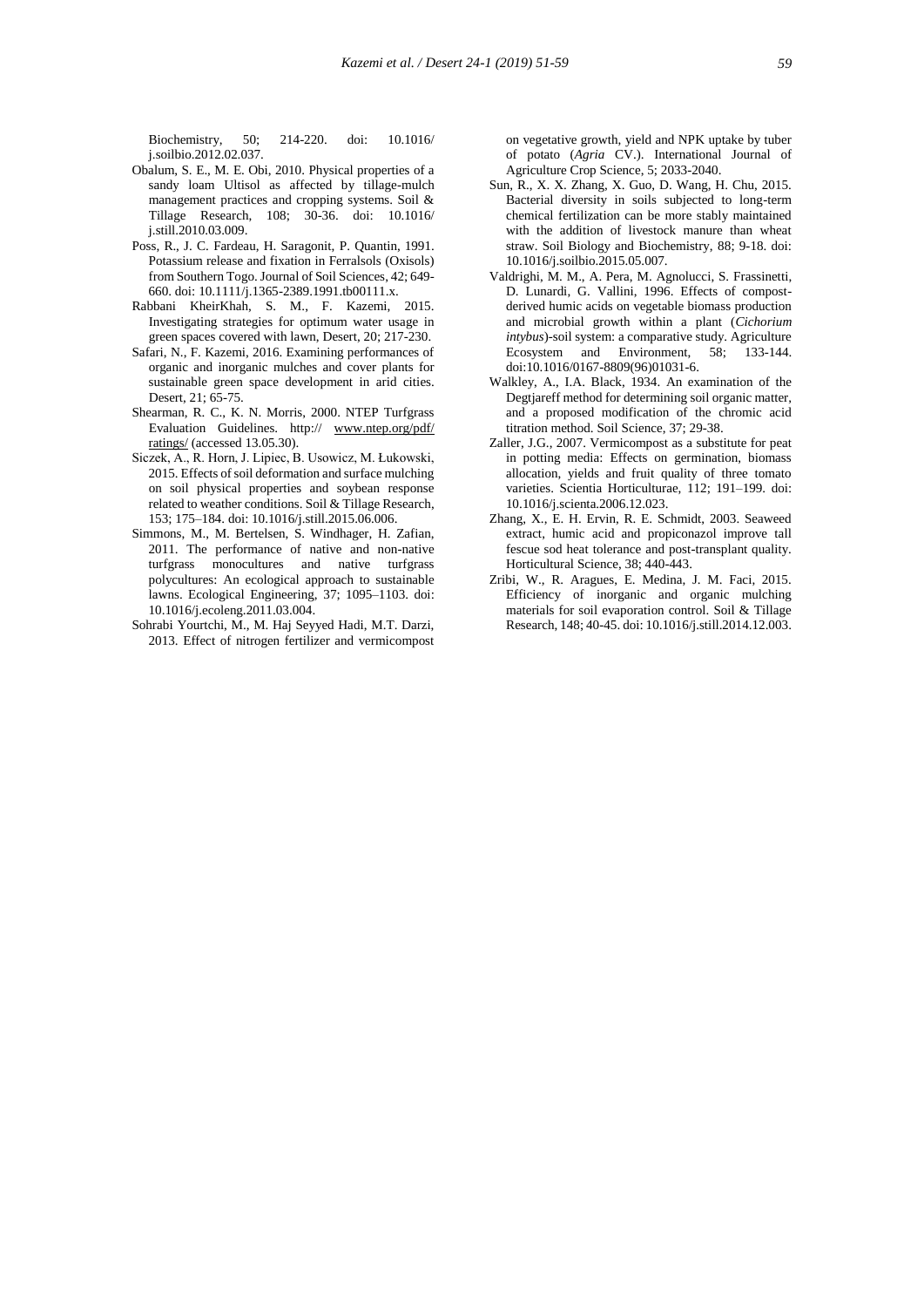Biochemistry, 50; 214-220. doi: 10.1016/ j.soilbio.2012.02.037.

Obalum, S. E., M. E. Obi, 2010. Physical properties of a sandy loam Ultisol as affected by tillage-mulch management practices and cropping systems. Soil & Tillage Research, 108; 30-36. doi: 10.1016/ j.still.2010.03.009.

Poss, R., J. C. Fardeau, H. Saragonit, P. Quantin, 1991. Potassium release and fixation in Ferralsols (Oxisols) from Southern Togo. Journal of Soil Sciences, 42; 649-660. doi: 10.1111/j.1365-2389.1991.tb00111.x.

Rabbani KheirKhah, S. M., F. Kazemi, 2015. Investigating strategies for optimum water usage in green spaces covered with lawn, Desert, 20; 217-230.

Safari, N., F. Kazemi, 2016. Examining performances of organic and inorganic mulches and cover plants for sustainable green space development in arid cities. Desert, 21; 65-75.

Shearman, R. C., K. N. Morris, 2000. NTEP Turfgrass Evaluation Guidelines. http:// www.ntep.org/pdf/ ratings/ (accessed 13.05.30).

Siczek, A., R. Horn, J. Lipiec, B. Usowicz, M. Łukowski, 2015. Effects of soil deformation and surface mulching on soil physical properties and soybean response related to weather conditions. Soil & Tillage Research, 153; 175–184. doi: 10.1016/j.still.2015.06.006.

Simmons, M., M. Bertelsen, S. Windhager, H. Zafian, 2011. The performance of native and non-native turfgrass monocultures and native turfgrass polycultures: An ecological approach to sustainable lawns. Ecological Engineering, 37; 1095–1103. doi: 10.1016/j.ecoleng.2011.03.004.

Sohrabi Yourtchi, M., M. Haj Seyyed Hadi, M.T. Darzi, 2013. Effect of nitrogen fertilizer and vermicompost on vegetative growth, yield and NPK uptake by tuber of potato (*Agria* CV.). International Journal of Agriculture Crop Science, 5; 2033-2040.

Sun, R., X. X. Zhang, X. Guo, D. Wang, H. Chu, 2015. Bacterial diversity in soils subjected to long-term chemical fertilization can be more stably maintained with the addition of livestock manure than wheat straw. Soil Biology and Biochemistry, 88; 9-18. doi: 10.1016/j.soilbio.2015.05.007.

Valdrighi, M. M., A. Pera, M. Agnolucci, S. Frassinetti, D. Lunardi, G. Vallini, 1996. Effects of compost-derived humic acids on vegetable biomass production and microbial growth within a plant (*Cichorium intybus*)-soil system: a comparative study. Agriculture Ecosystem and Environment, 58; 133-144. doi:10.1016/0167-8809(96)01031-6.

Walkley, A., I.A. Black, 1934. An examination of the Degtjareff method for determining soil organic matter, and a proposed modification of the chromic acid titration method. Soil Science, 37; 29-38.

Zaller, J.G., 2007. Vermicompost as a substitute for peat in potting media: Effects on germination, biomass allocation, yields and fruit quality of three tomato varieties. Scientia Horticulturae, 112; 191–199. doi: 10.1016/j.scienta.2006.12.023.

Zhang, X., E. H. Ervin, R. E. Schmidt, 2003. Seaweed extract, humic acid and propiconazol improve tall fescue sod heat tolerance and post-transplant quality. Horticultural Science, 38; 440-443.

Zribi, W., R. Aragues, E. Medina, J. M. Faci, 2015. Efficiency of inorganic and organic mulching materials for soil evaporation control. Soil & Tillage Research, 148; 40-45. doi: 10.1016/j.still.2014.12.003.